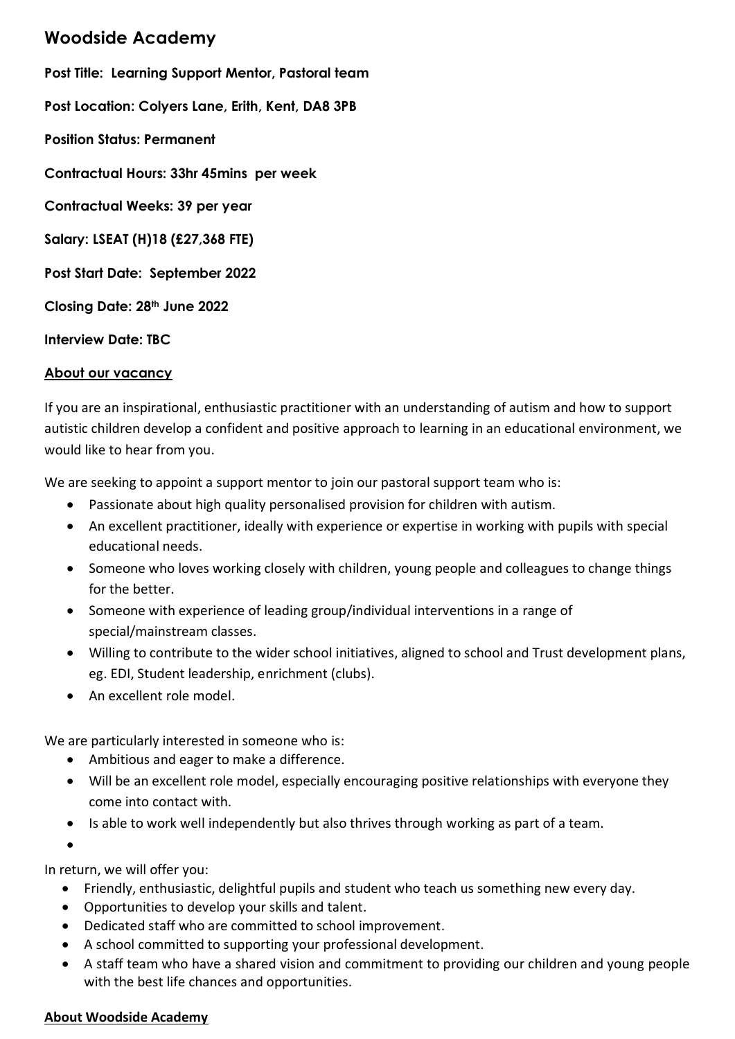# Woodside Academy

**Post Title: Learning Support Mentor, Pastoral team**

**Post Location: Colyers Lane, Erith, Kent, DA8 3PB**

**Position Status: Permanent**

**Contractual Hours: 33hr 45mins per week**

**Contractual Weeks: 39 per year**

**Salary: LSEAT (H)18 (£27,368 FTE)**

**Post Start Date: September 2022**

**Closing Date: 28th June 2022**

**Interview Date: TBC**

## About our vacancy

If you are an inspirational, enthusiastic practitioner with an understanding of autism and how to support autistic children develop a confident and positive approach to learning in an educational environment, we would like to hear from you.

We are seeking to appoint a support mentor to join our pastoral support team who is:

- Passionate about high quality personalised provision for children with autism.
- An excellent practitioner, ideally with experience or expertise in working with pupils with special educational needs.
- Someone who loves working closely with children, young people and colleagues to change things for the better.
- Someone with experience of leading group/individual interventions in a range of special/mainstream classes.
- Willing to contribute to the wider school initiatives, aligned to school and Trust development plans, eg. EDI, Student leadership, enrichment (clubs).
- An excellent role model.

We are particularly interested in someone who is:

- Ambitious and eager to make a difference.
- Will be an excellent role model, especially encouraging positive relationships with everyone they come into contact with.
- Is able to work well independently but also thrives through working as part of a team.

In return, we will offer you:

- Friendly, enthusiastic, delightful pupils and student who teach us something new every day.
- Opportunities to develop your skills and talent.
- Dedicated staff who are committed to school improvement.
- A school committed to supporting your professional development.
- A staff team who have a shared vision and commitment to providing our children and young people with the best life chances and opportunities.

## About Woodside Academy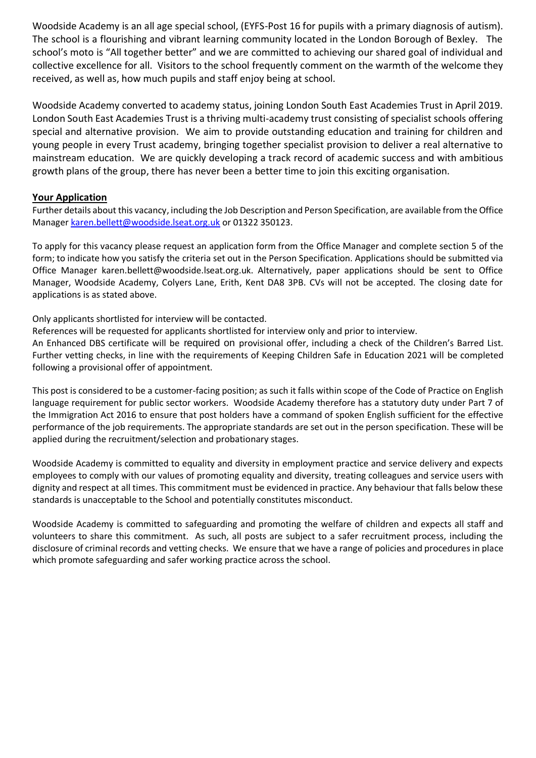Woodside Academy is an all age special school, (EYFS-Post 16 for pupils with a primary diagnosis of autism). The school is a flourishing and vibrant learning community located in the London Borough of Bexley. The school's moto is "All together better" and we are committed to achieving our shared goal of individual and collective excellence for all. Visitors to the school frequently comment on the warmth of the welcome they received, as well as, how much pupils and staff enjoy being at school.

Woodside Academy converted to academy status, joining London South East Academies Trust in April 2019. London South East Academies Trust is a thriving multi-academy trust consisting of specialist schools offering special and alternative provision. We aim to provide outstanding education and training for children and young people in every Trust academy, bringing together specialist provision to deliver a real alternative to mainstream education. We are quickly developing a track record of academic success and with ambitious growth plans of the group, there has never been a better time to join this exciting organisation.

## Your Application

Further details about this vacancy, including the Job Description and Person Specification, are available from the Office Manager karen.bellett@woodside.lseat.org.uk or 01322 350123.

To apply for this vacancy please request an application form from the Office Manager and complete section 5 of the form; to indicate how you satisfy the criteria set out in the Person Specification. Applications should be submitted via Office Manager karen.bellett@woodside.lseat.org.uk. Alternatively, paper applications should be sent to Office Manager, Woodside Academy, Colyers Lane, Erith, Kent DA8 3PB. CVs will not be accepted. The closing date for applications is as stated above.

Only applicants shortlisted for interview will be contacted.

References will be requested for applicants shortlisted for interview only and prior to interview.

An Enhanced DBS certificate will be required on provisional offer, including a check of the Children's Barred List. Further vetting checks, in line with the requirements of Keeping Children Safe in Education 2021 will be completed following a provisional offer of appointment.

This post is considered to be a customer-facing position; as such it falls within scope of the Code of Practice on English language requirement for public sector workers. Woodside Academy therefore has a statutory duty under Part 7 of the Immigration Act 2016 to ensure that post holders have a command of spoken English sufficient for the effective performance of the job requirements. The appropriate standards are set out in the person specification. These will be applied during the recruitment/selection and probationary stages.

Woodside Academy is committed to equality and diversity in employment practice and service delivery and expects employees to comply with our values of promoting equality and diversity, treating colleagues and service users with dignity and respect at all times. This commitment must be evidenced in practice. Any behaviour that falls below these standards is unacceptable to the School and potentially constitutes misconduct.

Woodside Academy is committed to safeguarding and promoting the welfare of children and expects all staff and volunteers to share this commitment. As such, all posts are subject to a safer recruitment process, including the disclosure of criminal records and vetting checks. We ensure that we have a range of policies and procedures in place which promote safeguarding and safer working practice across the school.